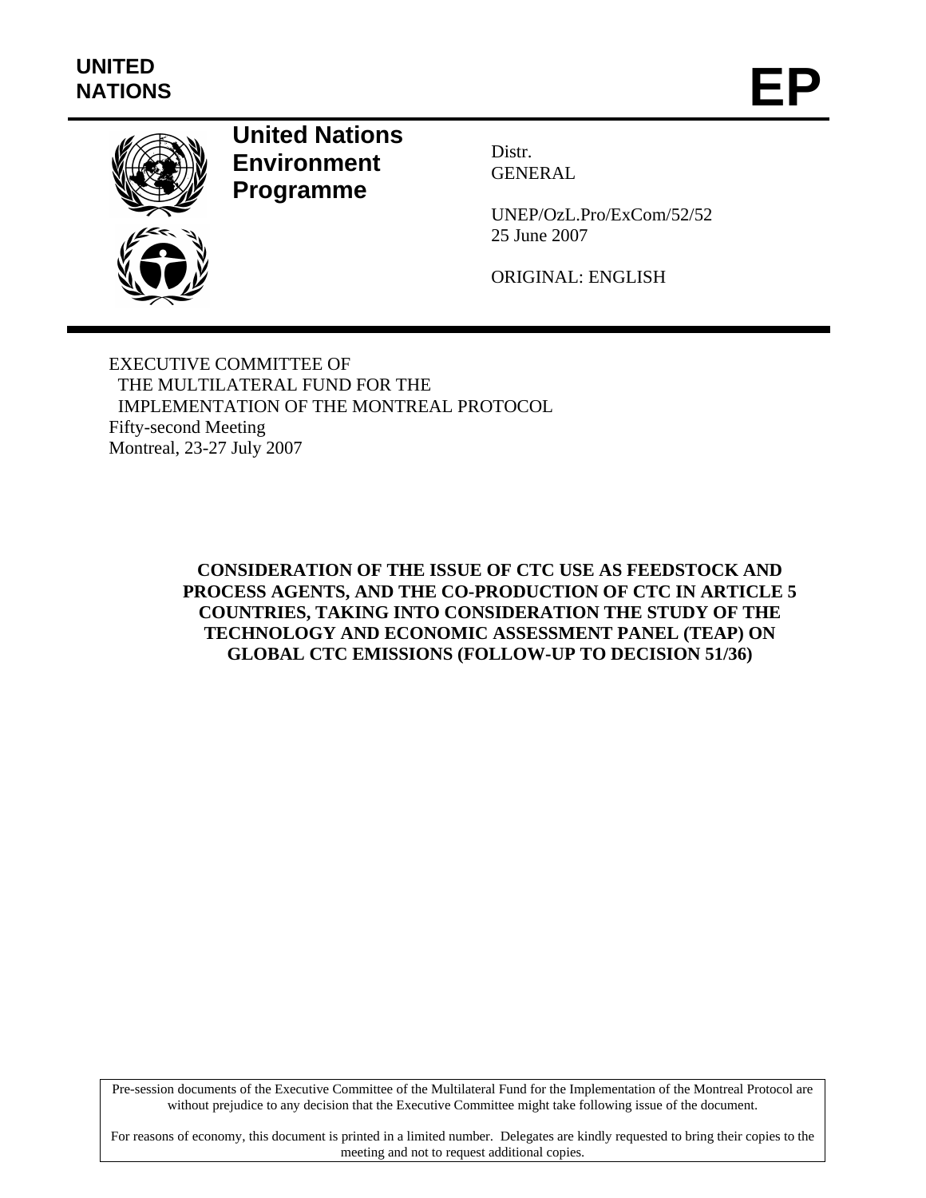UNITED NATIONS

# EP

**United Nations Environment Programme**

Distr.
GENERAL

UNEP/OzL.Pro/ExCom/52/52
25 June 2007

ORIGINAL: ENGLISH

EXECUTIVE COMMITTEE OF
THE MULTILATERAL FUND FOR THE
IMPLEMENTATION OF THE MONTREAL PROTOCOL
Fifty-second Meeting
Montreal, 23-27 July 2007

# CONSIDERATION OF THE ISSUE OF CTC USE AS FEEDSTOCK AND PROCESS AGENTS, AND THE CO-PRODUCTION OF CTC IN ARTICLE 5 COUNTRIES, TAKING INTO CONSIDERATION THE STUDY OF THE TECHNOLOGY AND ECONOMIC ASSESSMENT PANEL (TEAP) ON GLOBAL CTC EMISSIONS (FOLLOW-UP TO DECISION 51/36)

Pre-session documents of the Executive Committee of the Multilateral Fund for the Implementation of the Montreal Protocol are without prejudice to any decision that the Executive Committee might take following issue of the document.

For reasons of economy, this document is printed in a limited number. Delegates are kindly requested to bring their copies to the meeting and not to request additional copies.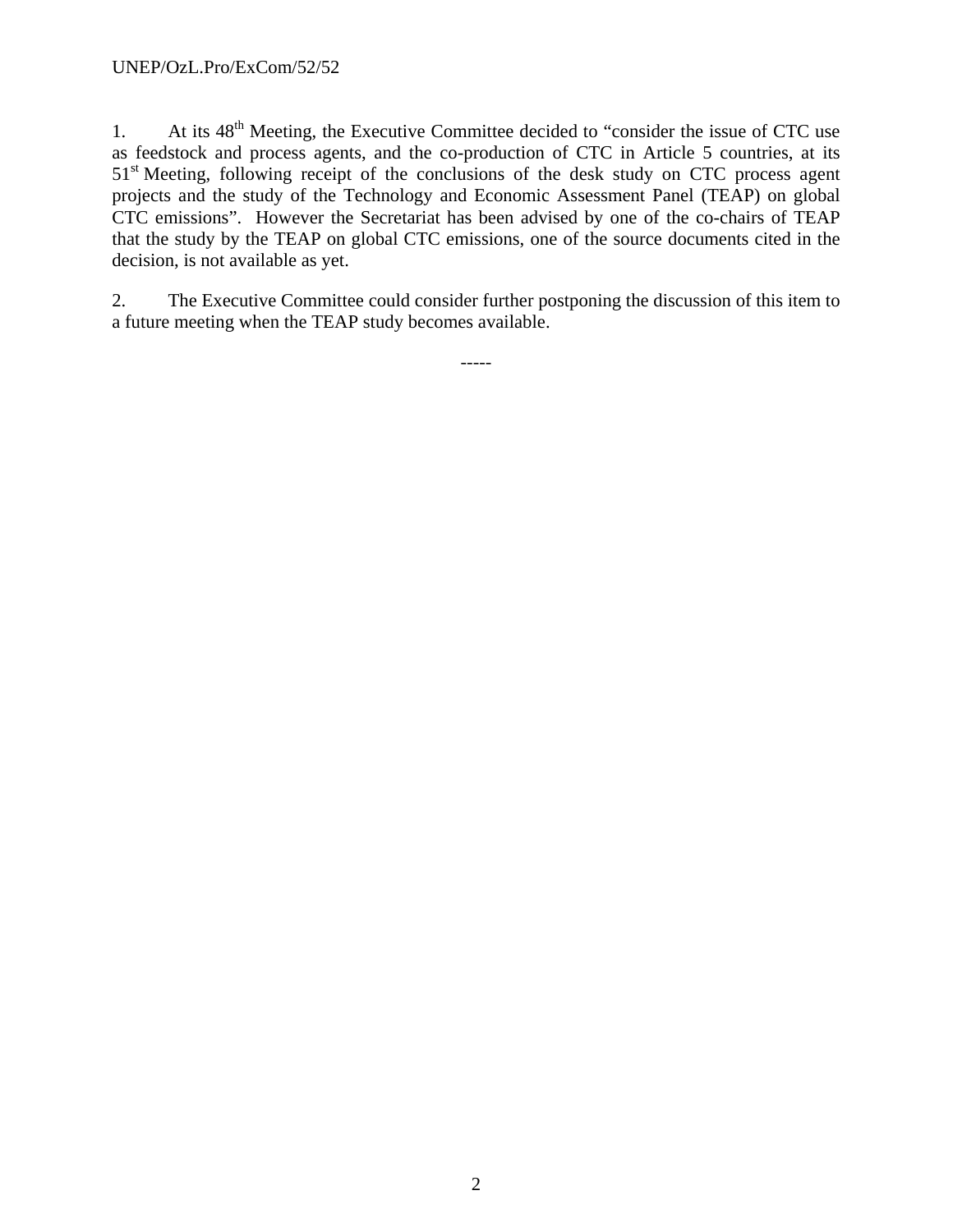1. At its 48th Meeting, the Executive Committee decided to "consider the issue of CTC use as feedstock and process agents, and the co-production of CTC in Article 5 countries, at its 51st Meeting, following receipt of the conclusions of the desk study on CTC process agent projects and the study of the Technology and Economic Assessment Panel (TEAP) on global CTC emissions". However the Secretariat has been advised by one of the co-chairs of TEAP that the study by the TEAP on global CTC emissions, one of the source documents cited in the decision, is not available as yet.

2. The Executive Committee could consider further postponing the discussion of this item to a future meeting when the TEAP study becomes available.

-----